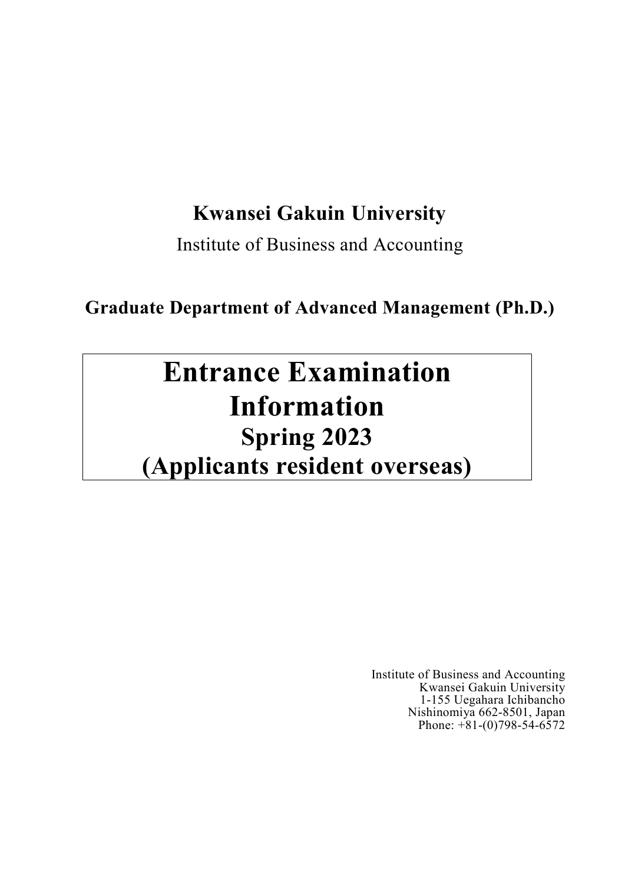**Kwansei Gakuin University**

Institute of Business and Accounting

**Graduate Department of Advanced Management (Ph.D.)**

# Entrance Examination Information

## Spring 2023

## (Applicants resident overseas)

Institute of Business and Accounting
Kwansei Gakuin University
1-155 Uegahara Ichibancho
Nishinomiya 662-8501, Japan
Phone: +81-(0)798-54-6572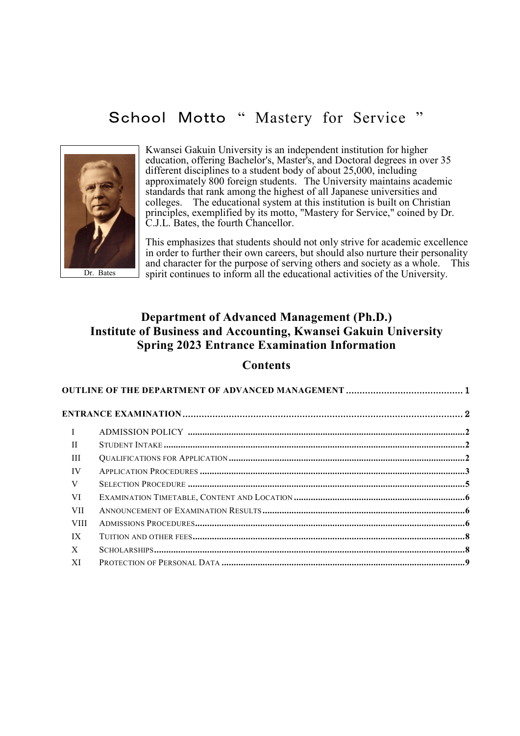# School Motto " Mastery for Service "

Dr. Bates

Kwansei Gakuin University is an independent institution for higher education, offering Bachelor's, Master's, and Doctoral degrees in over 35 different disciplines to a student body of about 25,000, including approximately 800 foreign students. The University maintains academic standards that rank among the highest of all Japanese universities and colleges. The educational system at this institution is built on Christian principles, exemplified by its motto, "Mastery for Service," coined by Dr. C.J.L. Bates, the fourth Chancellor.

This emphasizes that students should not only strive for academic excellence in order to further their own careers, but should also nurture their personality and character for the purpose of serving others and society as a whole. This spirit continues to inform all the educational activities of the University.

## Department of Advanced Management (Ph.D.)
## Institute of Business and Accounting, Kwansei Gakuin University
## Spring 2023 Entrance Examination Information

## Contents

**OUTLINE OF THE DEPARTMENT OF ADVANCED MANAGEMENT** .......... 1

**ENTRANCE EXAMINATION** .......... 2

- I ADMISSION POLICY .......... 2
- II STUDENT INTAKE .......... 2
- III QUALIFICATIONS FOR APPLICATION .......... 2
- IV APPLICATION PROCEDURES .......... 3
- V SELECTION PROCEDURE .......... 5
- VI EXAMINATION TIMETABLE, CONTENT AND LOCATION .......... 6
- VII ANNOUNCEMENT OF EXAMINATION RESULTS .......... 6
- VIII ADMISSIONS PROCEDURES .......... 6
- IX TUITION AND OTHER FEES .......... 8
- X SCHOLARSHIPS .......... 8
- XI PROTECTION OF PERSONAL DATA .......... 9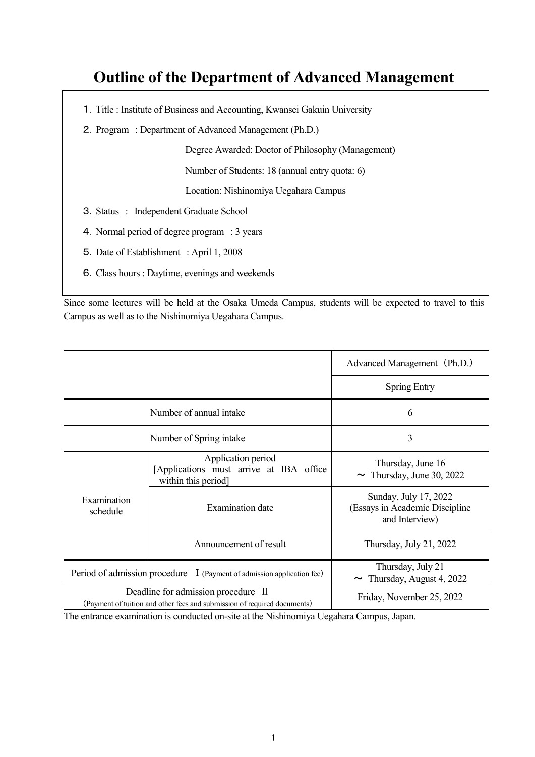# Outline of the Department of Advanced Management

１. Title : Institute of Business and Accounting, Kwansei Gakuin University

２. Program : Department of Advanced Management (Ph.D.)

Degree Awarded: Doctor of Philosophy (Management)

Number of Students: 18 (annual entry quota: 6)

Location: Nishinomiya Uegahara Campus

３. Status : Independent Graduate School

４. Normal period of degree program : 3 years

５. Date of Establishment : April 1, 2008

６. Class hours : Daytime, evenings and weekends

Since some lectures will be held at the Osaka Umeda Campus, students will be expected to travel to this Campus as well as to the Nishinomiya Uegahara Campus.

| | | Advanced Management（Ph.D.） |
|---|---|---|
| | | Spring Entry |
| Number of annual intake | | 6 |
| Number of Spring intake | | 3 |
| Examination schedule | Application period [Applications must arrive at IBA office within this period] | Thursday, June 16 ～ Thursday, June 30, 2022 |
| | Examination date | Sunday, July 17, 2022 (Essays in Academic Discipline and Interview) |
| | Announcement of result | Thursday, July 21, 2022 |
| Period of admission procedure Ⅰ (Payment of admission application fee) | | Thursday, July 21 ～ Thursday, August 4, 2022 |
| Deadline for admission procedure Ⅱ（Payment of tuition and other fees and submission of required documents） | | Friday, November 25, 2022 |

The entrance examination is conducted on-site at the Nishinomiya Uegahara Campus, Japan.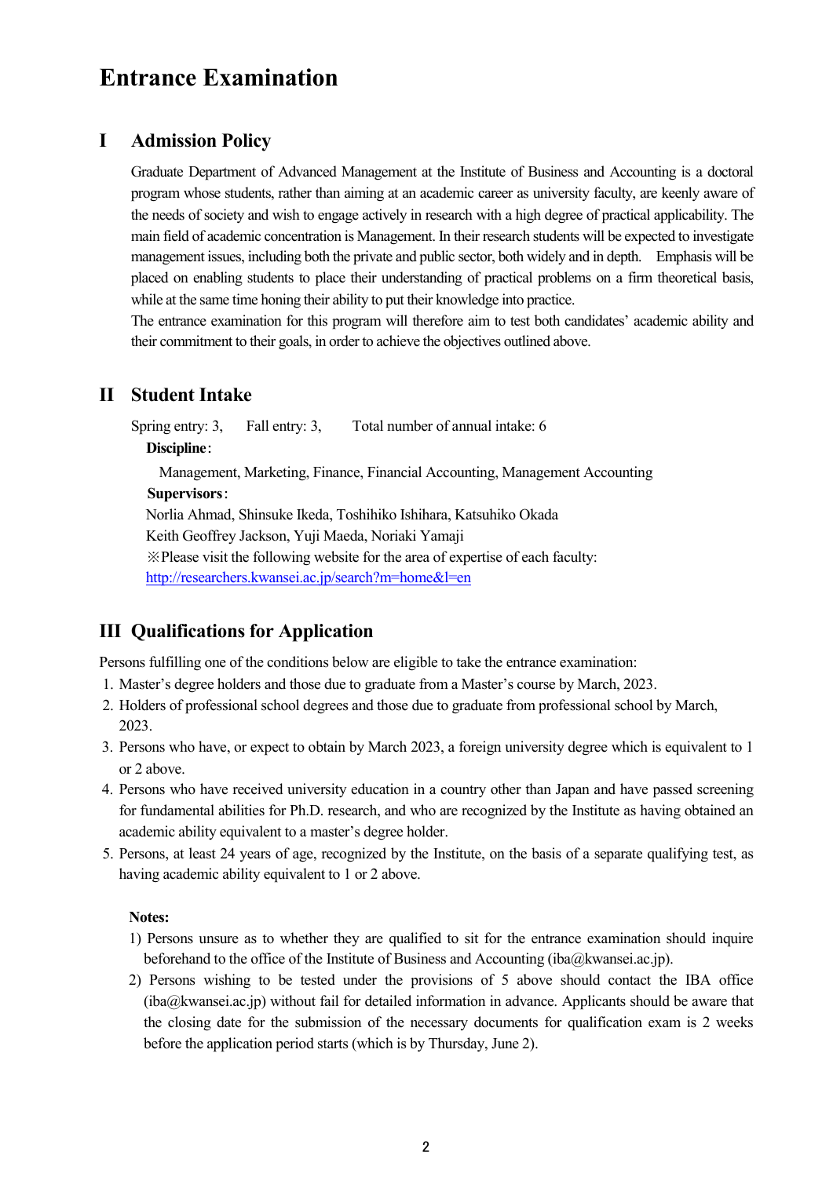# Entrance Examination

## I Admission Policy

Graduate Department of Advanced Management at the Institute of Business and Accounting is a doctoral program whose students, rather than aiming at an academic career as university faculty, are keenly aware of the needs of society and wish to engage actively in research with a high degree of practical applicability. The main field of academic concentration is Management. In their research students will be expected to investigate management issues, including both the private and public sector, both widely and in depth. Emphasis will be placed on enabling students to place their understanding of practical problems on a firm theoretical basis, while at the same time honing their ability to put their knowledge into practice.

The entrance examination for this program will therefore aim to test both candidates' academic ability and their commitment to their goals, in order to achieve the objectives outlined above.

## II Student Intake

Spring entry: 3, Fall entry: 3, Total number of annual intake: 6

**Discipline**:

Management, Marketing, Finance, Financial Accounting, Management Accounting

**Supervisors**:

Norlia Ahmad, Shinsuke Ikeda, Toshihiko Ishihara, Katsuhiko Okada

Keith Geoffrey Jackson, Yuji Maeda, Noriaki Yamaji

※Please visit the following website for the area of expertise of each faculty:

http://researchers.kwansei.ac.jp/search?m=home&l=en

## III Qualifications for Application

Persons fulfilling one of the conditions below are eligible to take the entrance examination:

1. Master's degree holders and those due to graduate from a Master's course by March, 2023.
2. Holders of professional school degrees and those due to graduate from professional school by March, 2023.
3. Persons who have, or expect to obtain by March 2023, a foreign university degree which is equivalent to 1 or 2 above.
4. Persons who have received university education in a country other than Japan and have passed screening for fundamental abilities for Ph.D. research, and who are recognized by the Institute as having obtained an academic ability equivalent to a master's degree holder.
5. Persons, at least 24 years of age, recognized by the Institute, on the basis of a separate qualifying test, as having academic ability equivalent to 1 or 2 above.

**Notes:**

1) Persons unsure as to whether they are qualified to sit for the entrance examination should inquire beforehand to the office of the Institute of Business and Accounting (iba@kwansei.ac.jp).

2) Persons wishing to be tested under the provisions of 5 above should contact the IBA office (iba@kwansei.ac.jp) without fail for detailed information in advance. Applicants should be aware that the closing date for the submission of the necessary documents for qualification exam is 2 weeks before the application period starts (which is by Thursday, June 2).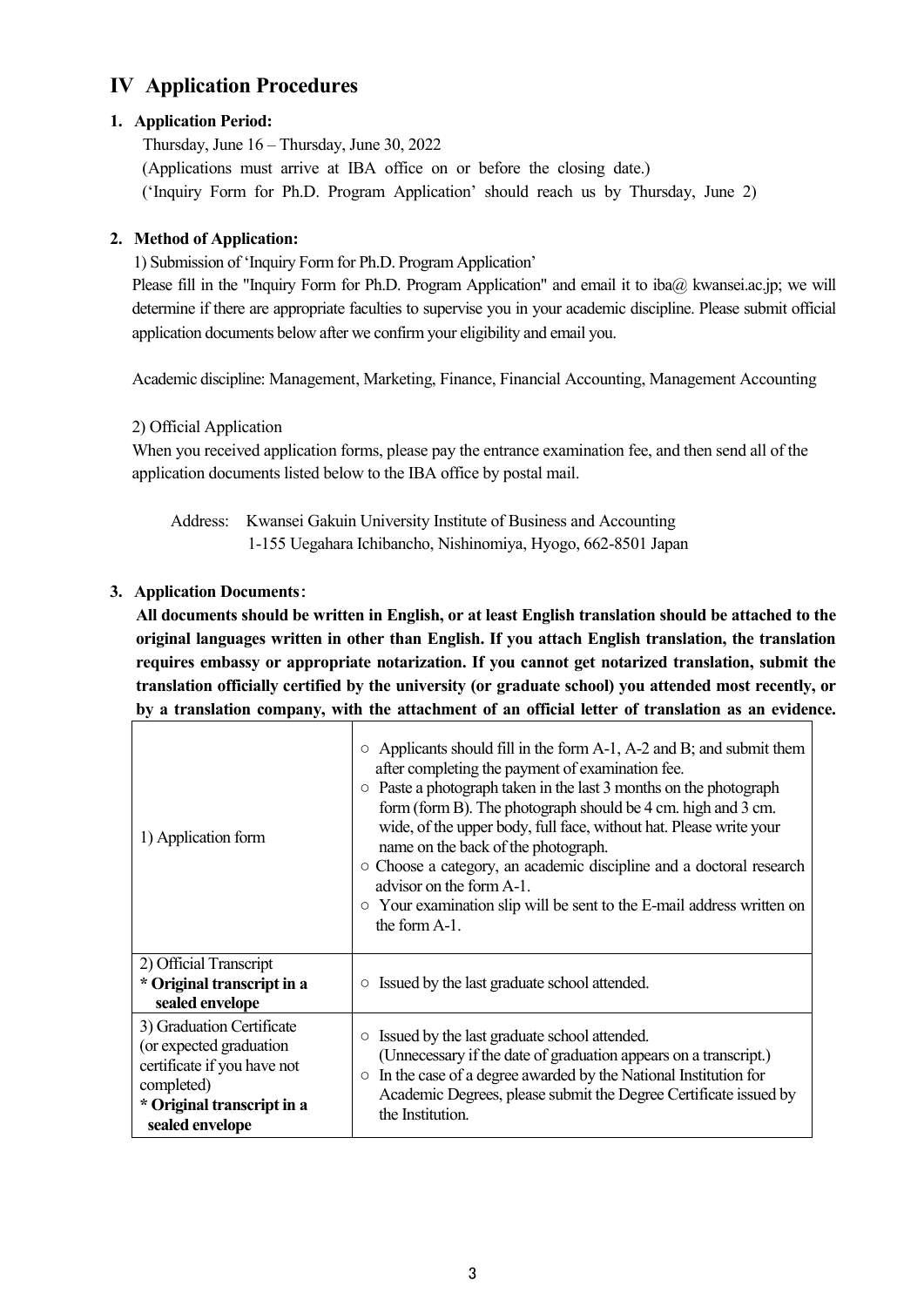## IV Application Procedures

### 1. Application Period:

Thursday, June 16 – Thursday, June 30, 2022

(Applications must arrive at IBA office on or before the closing date.)

('Inquiry Form for Ph.D. Program Application' should reach us by Thursday, June 2)

### 2. Method of Application:

1) Submission of 'Inquiry Form for Ph.D. Program Application'

Please fill in the "Inquiry Form for Ph.D. Program Application" and email it to iba@ kwansei.ac.jp; we will determine if there are appropriate faculties to supervise you in your academic discipline. Please submit official application documents below after we confirm your eligibility and email you.

Academic discipline: Management, Marketing, Finance, Financial Accounting, Management Accounting

2) Official Application

When you received application forms, please pay the entrance examination fee, and then send all of the application documents listed below to the IBA office by postal mail.

Address: Kwansei Gakuin University Institute of Business and Accounting
1-155 Uegahara Ichibancho, Nishinomiya, Hyogo, 662-8501 Japan

### 3. Application Documents:

**All documents should be written in English, or at least English translation should be attached to the original languages written in other than English. If you attach English translation, the translation requires embassy or appropriate notarization. If you cannot get notarized translation, submit the translation officially certified by the university (or graduate school) you attended most recently, or by a translation company, with the attachment of an official letter of translation as an evidence.**

| | |
|---|---|
| 1) Application form | ○ Applicants should fill in the form A-1, A-2 and B; and submit them after completing the payment of examination fee.<br>○ Paste a photograph taken in the last 3 months on the photograph form (form B). The photograph should be 4 cm. high and 3 cm. wide, of the upper body, full face, without hat. Please write your name on the back of the photograph.<br>○ Choose a category, an academic discipline and a doctoral research advisor on the form A-1.<br>○ Your examination slip will be sent to the E-mail address written on the form A-1. |
| 2) Official Transcript<br>**\* Original transcript in a sealed envelope** | ○ Issued by the last graduate school attended. |
| 3) Graduation Certificate (or expected graduation certificate if you have not completed)<br>**\* Original transcript in a sealed envelope** | ○ Issued by the last graduate school attended. (Unnecessary if the date of graduation appears on a transcript.)<br>○ In the case of a degree awarded by the National Institution for Academic Degrees, please submit the Degree Certificate issued by the Institution. |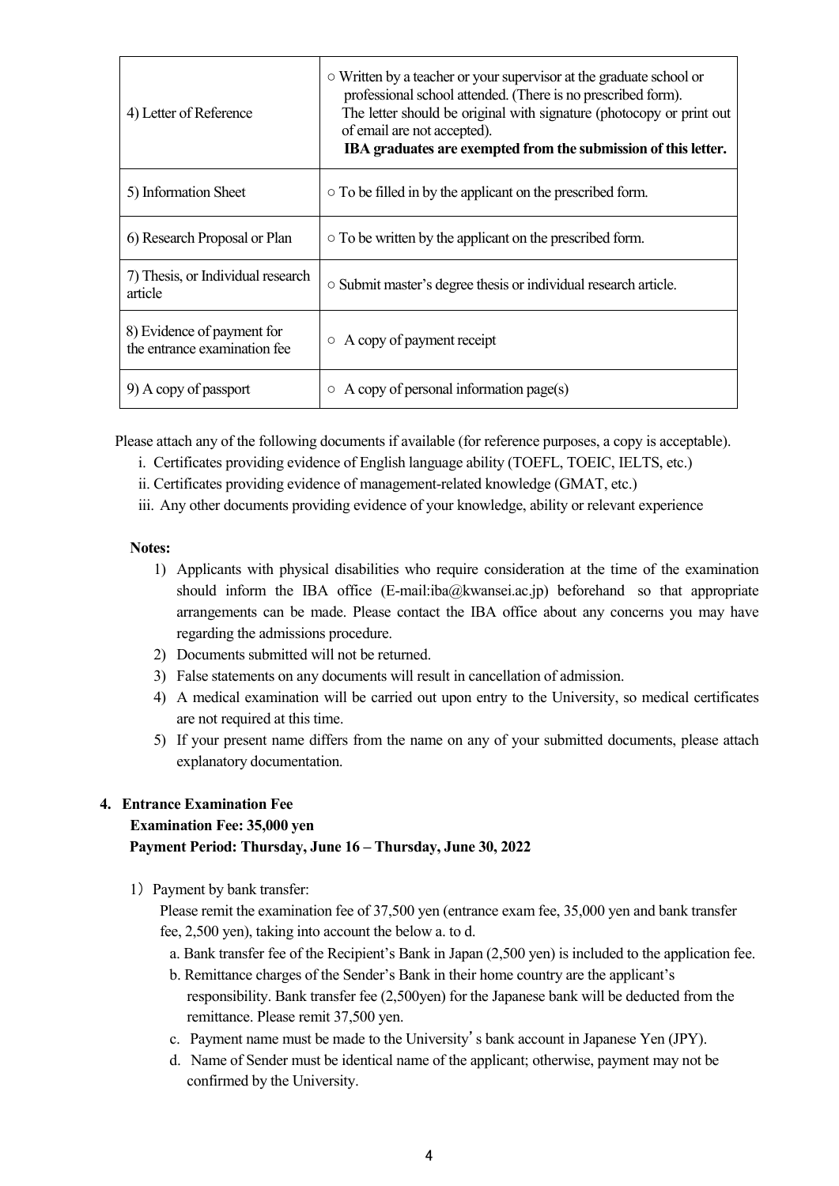| | |
|---|---|
| 4) Letter of Reference | ○ Written by a teacher or your supervisor at the graduate school or professional school attended. (There is no prescribed form). The letter should be original with signature (photocopy or print out of email are not accepted). **IBA graduates are exempted from the submission of this letter.** |
| 5) Information Sheet | ○ To be filled in by the applicant on the prescribed form. |
| 6) Research Proposal or Plan | ○ To be written by the applicant on the prescribed form. |
| 7) Thesis, or Individual research article | ○ Submit master's degree thesis or individual research article. |
| 8) Evidence of payment for the entrance examination fee | ○ A copy of payment receipt |
| 9) A copy of passport | ○ A copy of personal information page(s) |

Please attach any of the following documents if available (for reference purposes, a copy is acceptable).

i. Certificates providing evidence of English language ability (TOEFL, TOEIC, IELTS, etc.)
ii. Certificates providing evidence of management-related knowledge (GMAT, etc.)
iii. Any other documents providing evidence of your knowledge, ability or relevant experience

**Notes:**

1) Applicants with physical disabilities who require consideration at the time of the examination should inform the IBA office (E-mail:iba@kwansei.ac.jp) beforehand so that appropriate arrangements can be made. Please contact the IBA office about any concerns you may have regarding the admissions procedure.
2) Documents submitted will not be returned.
3) False statements on any documents will result in cancellation of admission.
4) A medical examination will be carried out upon entry to the University, so medical certificates are not required at this time.
5) If your present name differs from the name on any of your submitted documents, please attach explanatory documentation.

## 4. Entrance Examination Fee

**Examination Fee: 35,000 yen**
**Payment Period: Thursday, June 16 – Thursday, June 30, 2022**

1) Payment by bank transfer:

Please remit the examination fee of 37,500 yen (entrance exam fee, 35,000 yen and bank transfer fee, 2,500 yen), taking into account the below a. to d.

a. Bank transfer fee of the Recipient's Bank in Japan (2,500 yen) is included to the application fee.
b. Remittance charges of the Sender's Bank in their home country are the applicant's responsibility. Bank transfer fee (2,500yen) for the Japanese bank will be deducted from the remittance. Please remit 37,500 yen.
c. Payment name must be made to the University's bank account in Japanese Yen (JPY).
d. Name of Sender must be identical name of the applicant; otherwise, payment may not be confirmed by the University.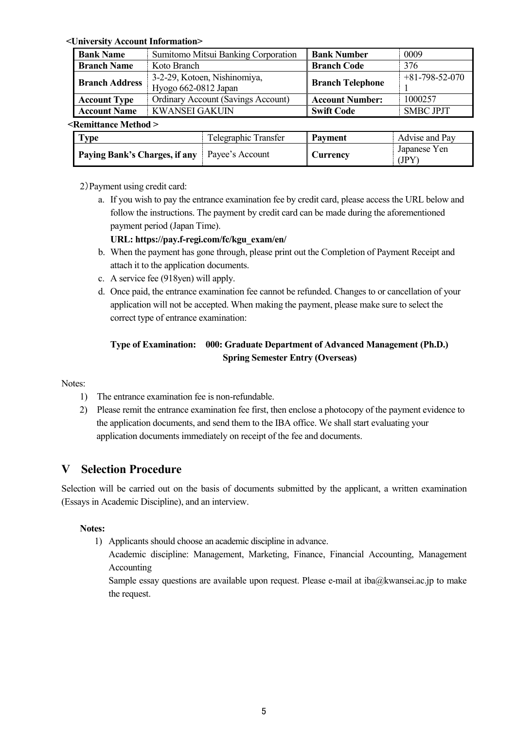**<University Account Information>**

| **Bank Name** | Sumitomo Mitsui Banking Corporation | **Bank Number** | 0009 |
|---|---|---|---|
| **Branch Name** | Koto Branch | **Branch Code** | 376 |
| **Branch Address** | 3-2-29, Kotoen, Nishinomiya, Hyogo 662-0812 Japan | **Branch Telephone** | +81-798-52-0701 |
| **Account Type** | Ordinary Account (Savings Account) | **Account Number:** | 1000257 |
| **Account Name** | KWANSEI GAKUIN | **Swift Code** | SMBC JPJT |

**<Remittance Method >**

| **Type** | Telegraphic Transfer | **Payment** | Advise and Pay |
|---|---|---|---|
| **Paying Bank's Charges, if any** | Payee's Account | **Currency** | Japanese Yen (JPY) |

2) Payment using credit card:

a. If you wish to pay the entrance examination fee by credit card, please access the URL below and follow the instructions. The payment by credit card can be made during the aforementioned payment period (Japan Time).
   **URL: https://pay.f-regi.com/fc/kgu_exam/en/**
b. When the payment has gone through, please print out the Completion of Payment Receipt and attach it to the application documents.
c. A service fee (918yen) will apply.
d. Once paid, the entrance examination fee cannot be refunded. Changes to or cancellation of your application will not be accepted. When making the payment, please make sure to select the correct type of entrance examination:

   **Type of Examination: 000: Graduate Department of Advanced Management (Ph.D.) Spring Semester Entry (Overseas)**

Notes:

1) The entrance examination fee is non-refundable.
2) Please remit the entrance examination fee first, then enclose a photocopy of the payment evidence to the application documents, and send them to the IBA office. We shall start evaluating your application documents immediately on receipt of the fee and documents.

## V Selection Procedure

Selection will be carried out on the basis of documents submitted by the applicant, a written examination (Essays in Academic Discipline), and an interview.

**Notes:**

1) Applicants should choose an academic discipline in advance.
   Academic discipline: Management, Marketing, Finance, Financial Accounting, Management Accounting
   Sample essay questions are available upon request. Please e-mail at iba@kwansei.ac.jp to make the request.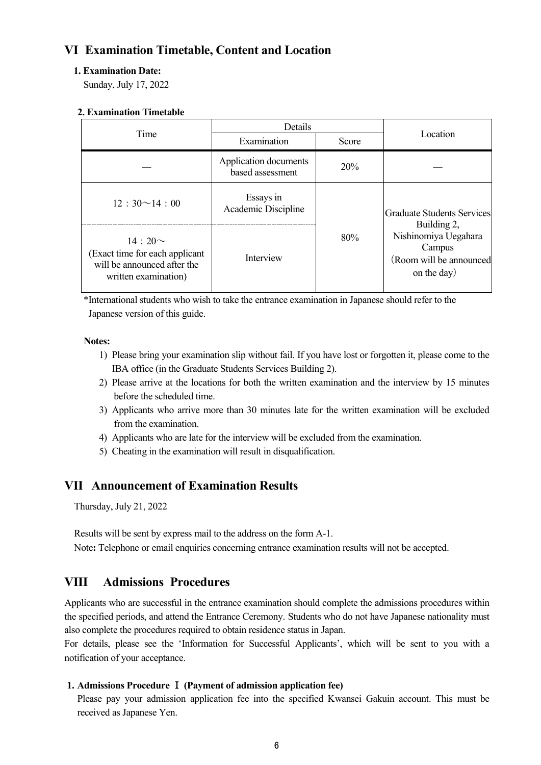## VI Examination Timetable, Content and Location

**1. Examination Date:**

Sunday, July 17, 2022

**2. Examination Timetable**

| Time | Details | | Location |
|---|---|---|---|
| | Examination | Score | |
| — | Application documents based assessment | 20% | — |
| 12：30～14：00 | Essays in Academic Discipline | 80% | Graduate Students Services Building 2, Nishinomiya Uegahara Campus （Room will be announced on the day） |
| 14：20～ (Exact time for each applicant will be announced after the written examination) | Interview | | |

*International students who wish to take the entrance examination in Japanese should refer to the Japanese version of this guide.

**Notes:**

1) Please bring your examination slip without fail. If you have lost or forgotten it, please come to the IBA office (in the Graduate Students Services Building 2).
2) Please arrive at the locations for both the written examination and the interview by 15 minutes before the scheduled time.
3) Applicants who arrive more than 30 minutes late for the written examination will be excluded from the examination.
4) Applicants who are late for the interview will be excluded from the examination.
5) Cheating in the examination will result in disqualification.

## VII Announcement of Examination Results

Thursday, July 21, 2022

Results will be sent by express mail to the address on the form A-1.

Note**:** Telephone or email enquiries concerning entrance examination results will not be accepted.

## VIII Admissions Procedures

Applicants who are successful in the entrance examination should complete the admissions procedures within the specified periods, and attend the Entrance Ceremony. Students who do not have Japanese nationality must also complete the procedures required to obtain residence status in Japan.

For details, please see the 'Information for Successful Applicants', which will be sent to you with a notification of your acceptance.

**1. Admissions Procedure Ⅰ (Payment of admission application fee)**

Please pay your admission application fee into the specified Kwansei Gakuin account. This must be received as Japanese Yen.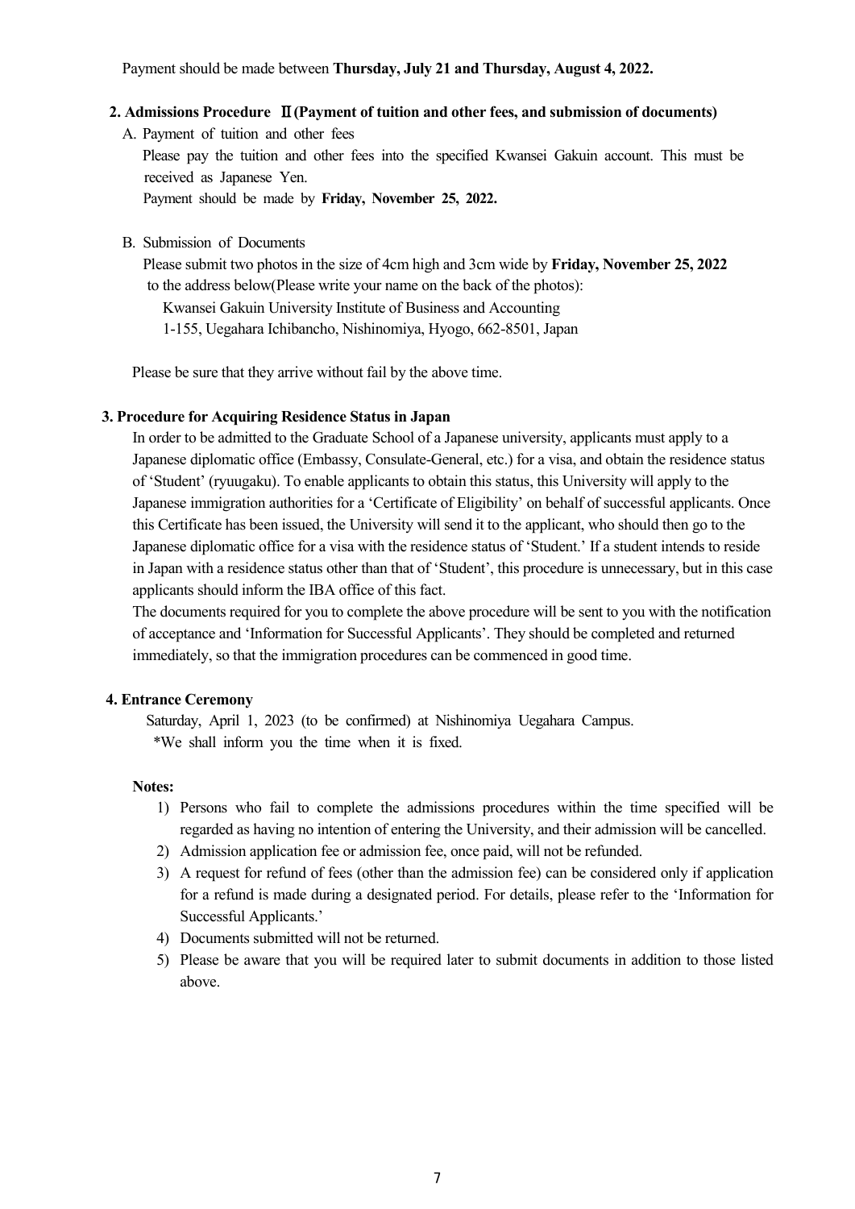Payment should be made between **Thursday, July 21 and Thursday, August 4, 2022.**

## 2. Admissions Procedure Ⅱ(Payment of tuition and other fees, and submission of documents)

A. Payment of tuition and other fees

Please pay the tuition and other fees into the specified Kwansei Gakuin account. This must be received as Japanese Yen.

Payment should be made by **Friday, November 25, 2022.**

B. Submission of Documents

Please submit two photos in the size of 4cm high and 3cm wide by **Friday, November 25, 2022** to the address below(Please write your name on the back of the photos):

Kwansei Gakuin University Institute of Business and Accounting
1-155, Uegahara Ichibancho, Nishinomiya, Hyogo, 662-8501, Japan

Please be sure that they arrive without fail by the above time.

## 3. Procedure for Acquiring Residence Status in Japan

In order to be admitted to the Graduate School of a Japanese university, applicants must apply to a Japanese diplomatic office (Embassy, Consulate-General, etc.) for a visa, and obtain the residence status of 'Student' (ryuugaku). To enable applicants to obtain this status, this University will apply to the Japanese immigration authorities for a 'Certificate of Eligibility' on behalf of successful applicants. Once this Certificate has been issued, the University will send it to the applicant, who should then go to the Japanese diplomatic office for a visa with the residence status of 'Student.' If a student intends to reside in Japan with a residence status other than that of 'Student', this procedure is unnecessary, but in this case applicants should inform the IBA office of this fact.

The documents required for you to complete the above procedure will be sent to you with the notification of acceptance and 'Information for Successful Applicants'. They should be completed and returned immediately, so that the immigration procedures can be commenced in good time.

## 4. Entrance Ceremony

Saturday, April 1, 2023 (to be confirmed) at Nishinomiya Uegahara Campus.

*We shall inform you the time when it is fixed.

**Notes:**

1) Persons who fail to complete the admissions procedures within the time specified will be regarded as having no intention of entering the University, and their admission will be cancelled.
2) Admission application fee or admission fee, once paid, will not be refunded.
3) A request for refund of fees (other than the admission fee) can be considered only if application for a refund is made during a designated period. For details, please refer to the 'Information for Successful Applicants.'
4) Documents submitted will not be returned.
5) Please be aware that you will be required later to submit documents in addition to those listed above.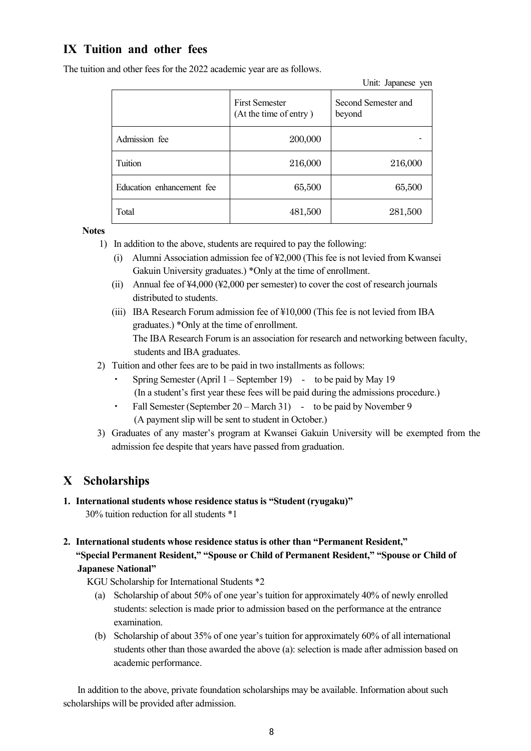## IX Tuition and other fees

The tuition and other fees for the 2022 academic year are as follows.

Unit: Japanese yen

| | First Semester (At the time of entry ) | Second Semester and beyond |
|---|---|---|
| Admission fee | 200,000 | - |
| Tuition | 216,000 | 216,000 |
| Education enhancement fee | 65,500 | 65,500 |
| Total | 481,500 | 281,500 |

**Notes**

1) In addition to the above, students are required to pay the following:
   - (i) Alumni Association admission fee of ¥2,000 (This fee is not levied from Kwansei Gakuin University graduates.) *Only at the time of enrollment.
   - (ii) Annual fee of ¥4,000 (¥2,000 per semester) to cover the cost of research journals distributed to students.
   - (iii) IBA Research Forum admission fee of ¥10,000 (This fee is not levied from IBA graduates.) *Only at the time of enrollment.
     The IBA Research Forum is an association for research and networking between faculty, students and IBA graduates.
2) Tuition and other fees are to be paid in two installments as follows:
   - Spring Semester (April 1 – September 19) - to be paid by May 19
     (In a student's first year these fees will be paid during the admissions procedure.)
   - Fall Semester (September 20 – March 31) - to be paid by November 9
     (A payment slip will be sent to student in October.)
3) Graduates of any master's program at Kwansei Gakuin University will be exempted from the admission fee despite that years have passed from graduation.

## X Scholarships

**1. International students whose residence status is "Student (ryugaku)"**

30% tuition reduction for all students *1

**2. International students whose residence status is other than "Permanent Resident," "Special Permanent Resident," "Spouse or Child of Permanent Resident," "Spouse or Child of Japanese National"**

KGU Scholarship for International Students *2

(a) Scholarship of about 50% of one year's tuition for approximately 40% of newly enrolled students: selection is made prior to admission based on the performance at the entrance examination.

(b) Scholarship of about 35% of one year's tuition for approximately 60% of all international students other than those awarded the above (a): selection is made after admission based on academic performance.

In addition to the above, private foundation scholarships may be available. Information about such scholarships will be provided after admission.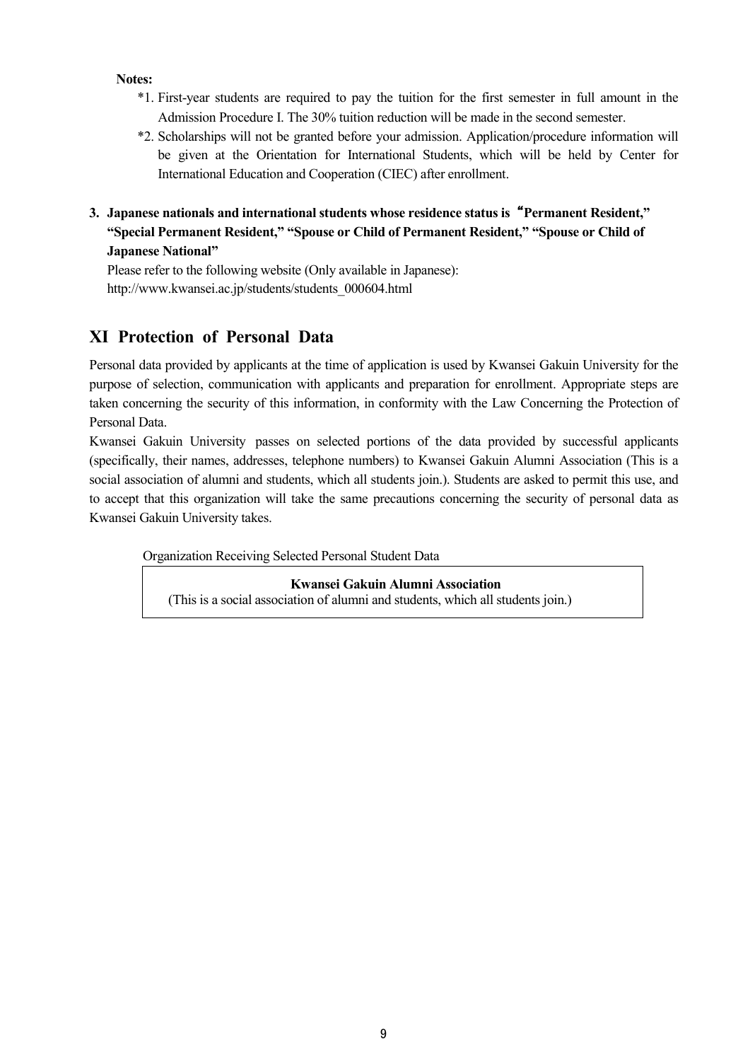**Notes:**

*1. First-year students are required to pay the tuition for the first semester in full amount in the Admission Procedure I. The 30% tuition reduction will be made in the second semester.

*2. Scholarships will not be granted before your admission. Application/procedure information will be given at the Orientation for International Students, which will be held by Center for International Education and Cooperation (CIEC) after enrollment.

**3. Japanese nationals and international students whose residence status is "Permanent Resident," "Special Permanent Resident," "Spouse or Child of Permanent Resident," "Spouse or Child of Japanese National"**

Please refer to the following website (Only available in Japanese):
http://www.kwansei.ac.jp/students/students_000604.html

## XI Protection of Personal Data

Personal data provided by applicants at the time of application is used by Kwansei Gakuin University for the purpose of selection, communication with applicants and preparation for enrollment. Appropriate steps are taken concerning the security of this information, in conformity with the Law Concerning the Protection of Personal Data.

Kwansei Gakuin University passes on selected portions of the data provided by successful applicants (specifically, their names, addresses, telephone numbers) to Kwansei Gakuin Alumni Association (This is a social association of alumni and students, which all students join.). Students are asked to permit this use, and to accept that this organization will take the same precautions concerning the security of personal data as Kwansei Gakuin University takes.

Organization Receiving Selected Personal Student Data

**Kwansei Gakuin Alumni Association**
(This is a social association of alumni and students, which all students join.)